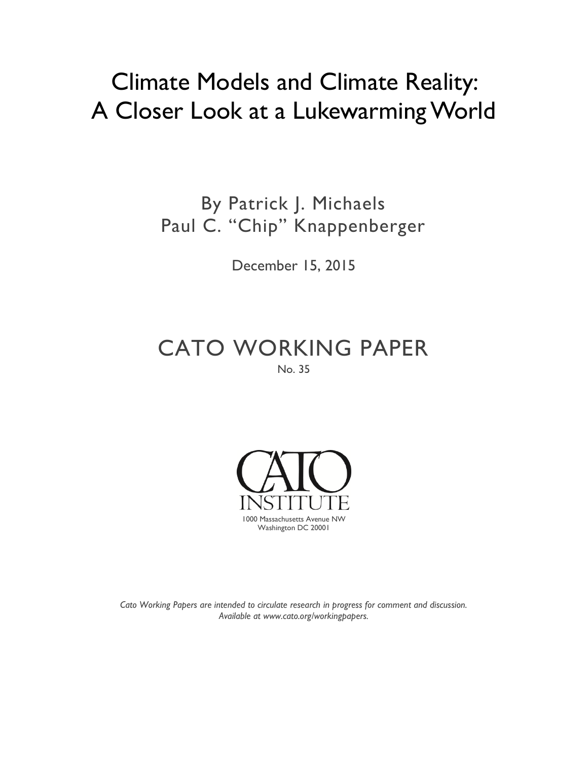# Climate Models and Climate Reality: A Closer Look at a Lukewarming World

By Patrick J. Michaels
Paul C. "Chip" Knappenberger

December 15, 2015

## CATO WORKING PAPER

No. 35

CATO INSTITUTE
1000 Massachusetts Avenue NW
Washington DC 20001

*Cato Working Papers are intended to circulate research in progress for comment and discussion. Available at www.cato.org/workingpapers.*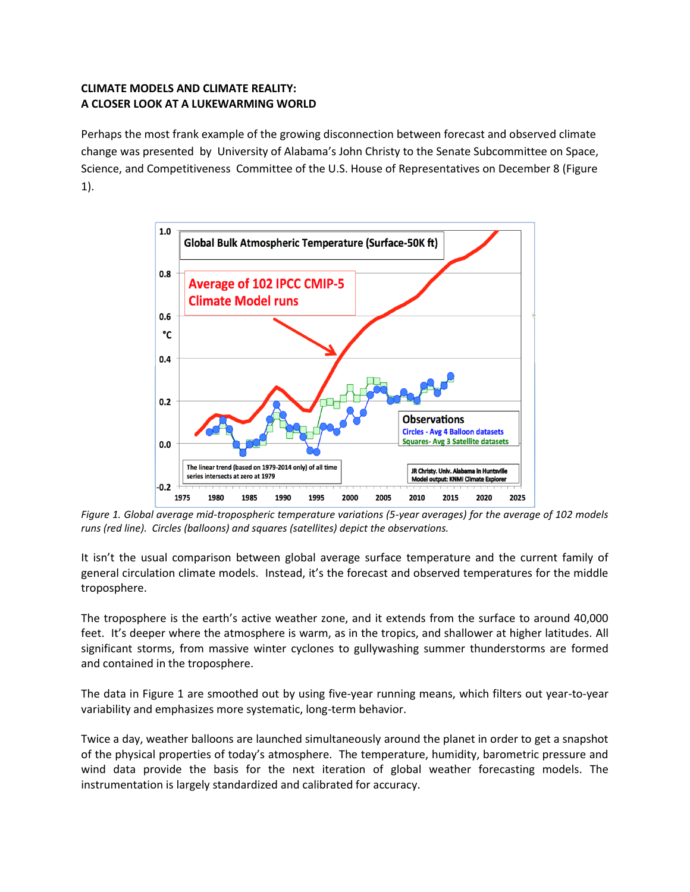**CLIMATE MODELS AND CLIMATE REALITY:**
**A CLOSER LOOK AT A LUKEWARMING WORLD**

Perhaps the most frank example of the growing disconnection between forecast and observed climate change was presented by University of Alabama's John Christy to the Senate Subcommittee on Space, Science, and Competitiveness Committee of the U.S. House of Representatives on December 8 (Figure 1).

*Figure 1. Global average mid-tropospheric temperature variations (5-year averages) for the average of 102 models runs (red line). Circles (balloons) and squares (satellites) depict the observations.*

It isn't the usual comparison between global average surface temperature and the current family of general circulation climate models. Instead, it's the forecast and observed temperatures for the middle troposphere.

The troposphere is the earth's active weather zone, and it extends from the surface to around 40,000 feet. It's deeper where the atmosphere is warm, as in the tropics, and shallower at higher latitudes. All significant storms, from massive winter cyclones to gullywashing summer thunderstorms are formed and contained in the troposphere.

The data in Figure 1 are smoothed out by using five-year running means, which filters out year-to-year variability and emphasizes more systematic, long-term behavior.

Twice a day, weather balloons are launched simultaneously around the planet in order to get a snapshot of the physical properties of today's atmosphere. The temperature, humidity, barometric pressure and wind data provide the basis for the next iteration of global weather forecasting models. The instrumentation is largely standardized and calibrated for accuracy.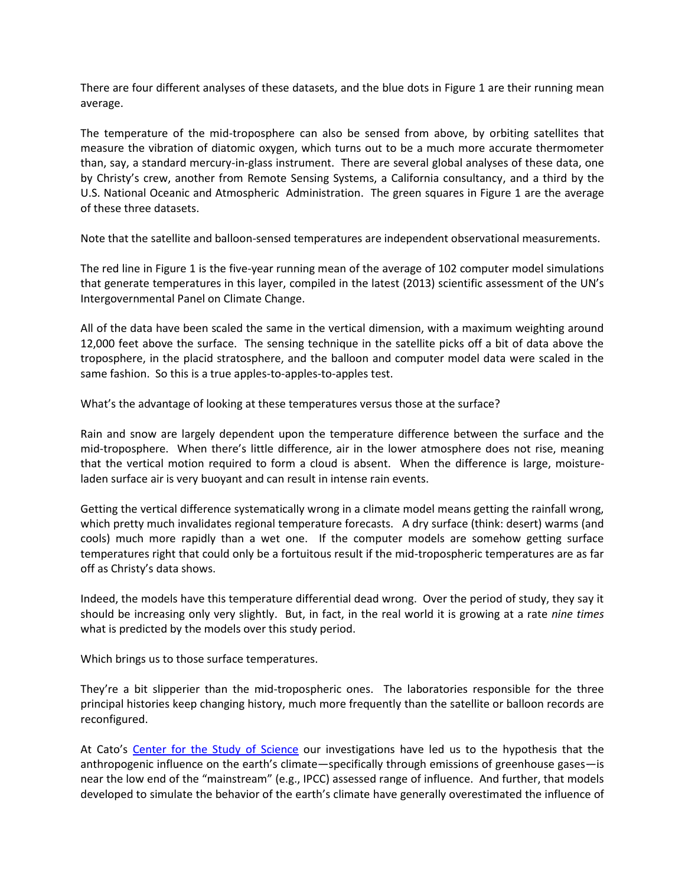There are four different analyses of these datasets, and the blue dots in Figure 1 are their running mean average.

The temperature of the mid-troposphere can also be sensed from above, by orbiting satellites that measure the vibration of diatomic oxygen, which turns out to be a much more accurate thermometer than, say, a standard mercury-in-glass instrument. There are several global analyses of these data, one by Christy's crew, another from Remote Sensing Systems, a California consultancy, and a third by the U.S. National Oceanic and Atmospheric Administration. The green squares in Figure 1 are the average of these three datasets.

Note that the satellite and balloon-sensed temperatures are independent observational measurements.

The red line in Figure 1 is the five-year running mean of the average of 102 computer model simulations that generate temperatures in this layer, compiled in the latest (2013) scientific assessment of the UN's Intergovernmental Panel on Climate Change.

All of the data have been scaled the same in the vertical dimension, with a maximum weighting around 12,000 feet above the surface. The sensing technique in the satellite picks off a bit of data above the troposphere, in the placid stratosphere, and the balloon and computer model data were scaled in the same fashion. So this is a true apples-to-apples-to-apples test.

What's the advantage of looking at these temperatures versus those at the surface?

Rain and snow are largely dependent upon the temperature difference between the surface and the mid-troposphere. When there's little difference, air in the lower atmosphere does not rise, meaning that the vertical motion required to form a cloud is absent. When the difference is large, moisture-laden surface air is very buoyant and can result in intense rain events.

Getting the vertical difference systematically wrong in a climate model means getting the rainfall wrong, which pretty much invalidates regional temperature forecasts. A dry surface (think: desert) warms (and cools) much more rapidly than a wet one. If the computer models are somehow getting surface temperatures right that could only be a fortuitous result if the mid-tropospheric temperatures are as far off as Christy's data shows.

Indeed, the models have this temperature differential dead wrong. Over the period of study, they say it should be increasing only very slightly. But, in fact, in the real world it is growing at a rate *nine times* what is predicted by the models over this study period.

Which brings us to those surface temperatures.

They're a bit slipperier than the mid-tropospheric ones. The laboratories responsible for the three principal histories keep changing history, much more frequently than the satellite or balloon records are reconfigured.

At Cato's Center for the Study of Science our investigations have led us to the hypothesis that the anthropogenic influence on the earth's climate—specifically through emissions of greenhouse gases—is near the low end of the "mainstream" (e.g., IPCC) assessed range of influence. And further, that models developed to simulate the behavior of the earth's climate have generally overestimated the influence of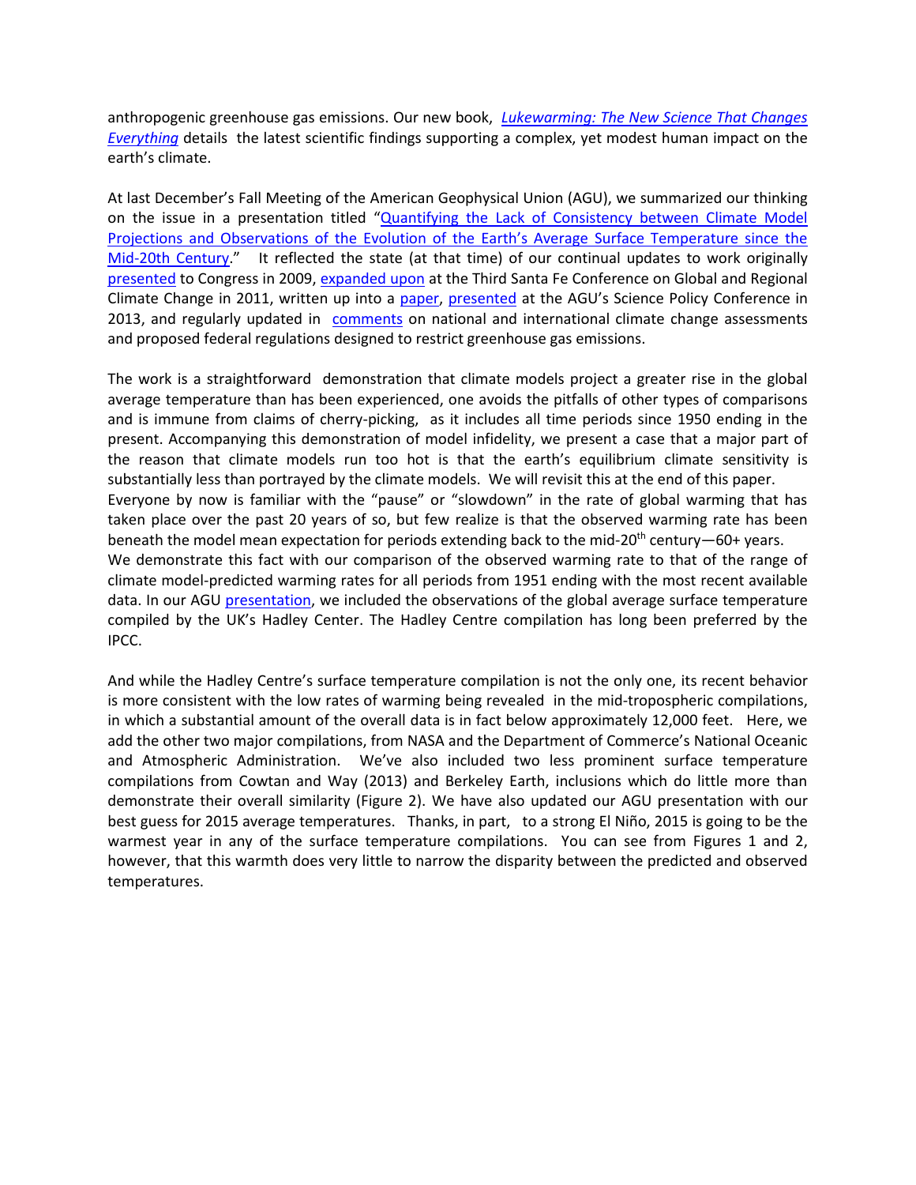anthropogenic greenhouse gas emissions. Our new book, *Lukewarming: The New Science That Changes Everything* details the latest scientific findings supporting a complex, yet modest human impact on the earth's climate.

At last December's Fall Meeting of the American Geophysical Union (AGU), we summarized our thinking on the issue in a presentation titled "Quantifying the Lack of Consistency between Climate Model Projections and Observations of the Evolution of the Earth's Average Surface Temperature since the Mid-20th Century." It reflected the state (at that time) of our continual updates to work originally presented to Congress in 2009, expanded upon at the Third Santa Fe Conference on Global and Regional Climate Change in 2011, written up into a paper, presented at the AGU's Science Policy Conference in 2013, and regularly updated in comments on national and international climate change assessments and proposed federal regulations designed to restrict greenhouse gas emissions.

The work is a straightforward demonstration that climate models project a greater rise in the global average temperature than has been experienced, one avoids the pitfalls of other types of comparisons and is immune from claims of cherry-picking, as it includes all time periods since 1950 ending in the present. Accompanying this demonstration of model infidelity, we present a case that a major part of the reason that climate models run too hot is that the earth's equilibrium climate sensitivity is substantially less than portrayed by the climate models. We will revisit this at the end of this paper.

Everyone by now is familiar with the "pause" or "slowdown" in the rate of global warming that has taken place over the past 20 years of so, but few realize is that the observed warming rate has been beneath the model mean expectation for periods extending back to the mid-20th century—60+ years.

We demonstrate this fact with our comparison of the observed warming rate to that of the range of climate model-predicted warming rates for all periods from 1951 ending with the most recent available data. In our AGU presentation, we included the observations of the global average surface temperature compiled by the UK's Hadley Center. The Hadley Centre compilation has long been preferred by the IPCC.

And while the Hadley Centre's surface temperature compilation is not the only one, its recent behavior is more consistent with the low rates of warming being revealed in the mid-tropospheric compilations, in which a substantial amount of the overall data is in fact below approximately 12,000 feet. Here, we add the other two major compilations, from NASA and the Department of Commerce's National Oceanic and Atmospheric Administration. We've also included two less prominent surface temperature compilations from Cowtan and Way (2013) and Berkeley Earth, inclusions which do little more than demonstrate their overall similarity (Figure 2). We have also updated our AGU presentation with our best guess for 2015 average temperatures. Thanks, in part, to a strong El Niño, 2015 is going to be the warmest year in any of the surface temperature compilations. You can see from Figures 1 and 2, however, that this warmth does very little to narrow the disparity between the predicted and observed temperatures.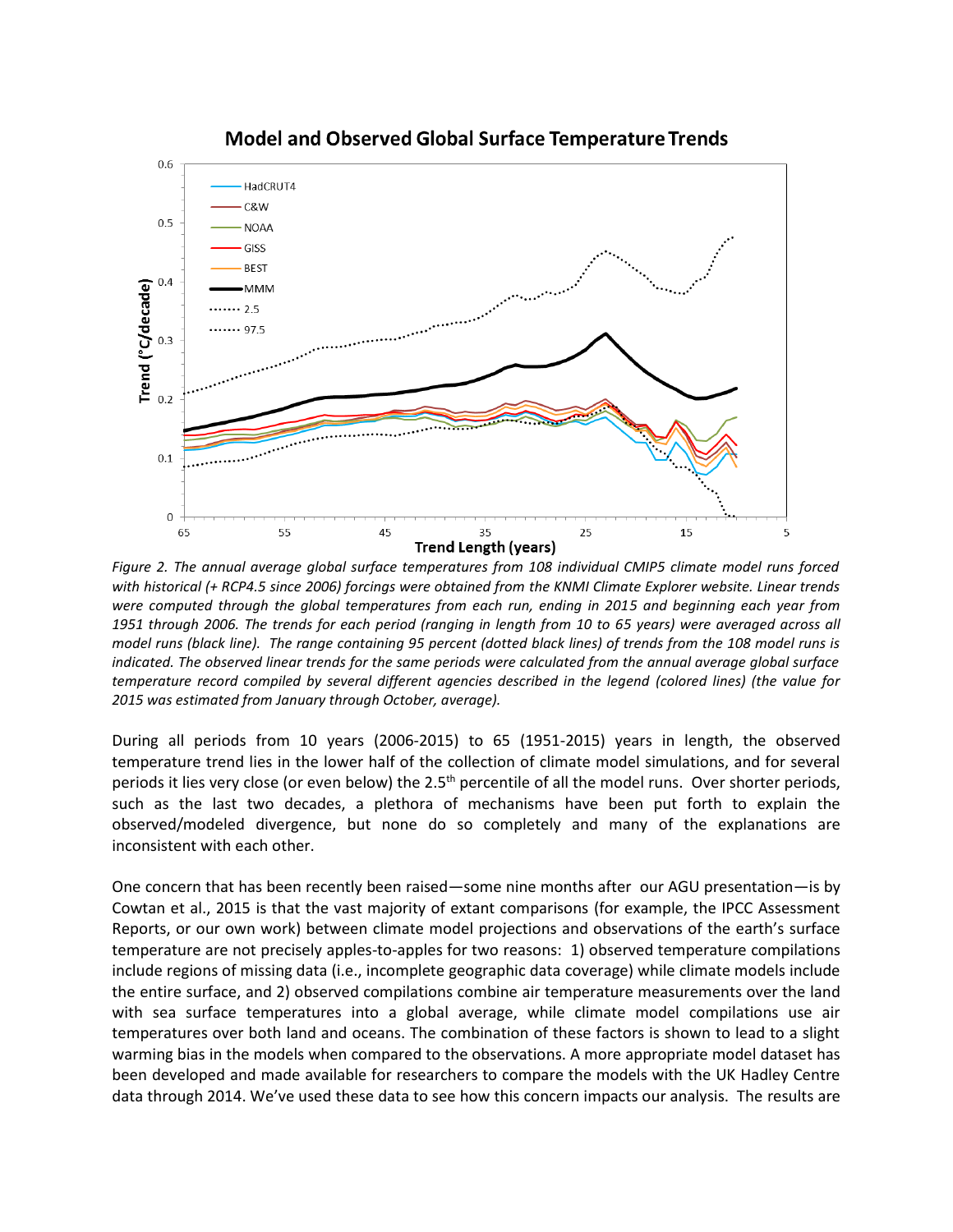*Figure 2. The annual average global surface temperatures from 108 individual CMIP5 climate model runs forced with historical (+ RCP4.5 since 2006) forcings were obtained from the KNMI Climate Explorer website. Linear trends were computed through the global temperatures from each run, ending in 2015 and beginning each year from 1951 through 2006. The trends for each period (ranging in length from 10 to 65 years) were averaged across all model runs (black line). The range containing 95 percent (dotted black lines) of trends from the 108 model runs is indicated. The observed linear trends for the same periods were calculated from the annual average global surface temperature record compiled by several different agencies described in the legend (colored lines) (the value for 2015 was estimated from January through October, average).*

During all periods from 10 years (2006-2015) to 65 (1951-2015) years in length, the observed temperature trend lies in the lower half of the collection of climate model simulations, and for several periods it lies very close (or even below) the 2.5th percentile of all the model runs. Over shorter periods, such as the last two decades, a plethora of mechanisms have been put forth to explain the observed/modeled divergence, but none do so completely and many of the explanations are inconsistent with each other.

One concern that has been recently been raised—some nine months after our AGU presentation—is by Cowtan et al., 2015 is that the vast majority of extant comparisons (for example, the IPCC Assessment Reports, or our own work) between climate model projections and observations of the earth's surface temperature are not precisely apples-to-apples for two reasons: 1) observed temperature compilations include regions of missing data (i.e., incomplete geographic data coverage) while climate models include the entire surface, and 2) observed compilations combine air temperature measurements over the land with sea surface temperatures into a global average, while climate model compilations use air temperatures over both land and oceans. The combination of these factors is shown to lead to a slight warming bias in the models when compared to the observations. A more appropriate model dataset has been developed and made available for researchers to compare the models with the UK Hadley Centre data through 2014. We've used these data to see how this concern impacts our analysis. The results are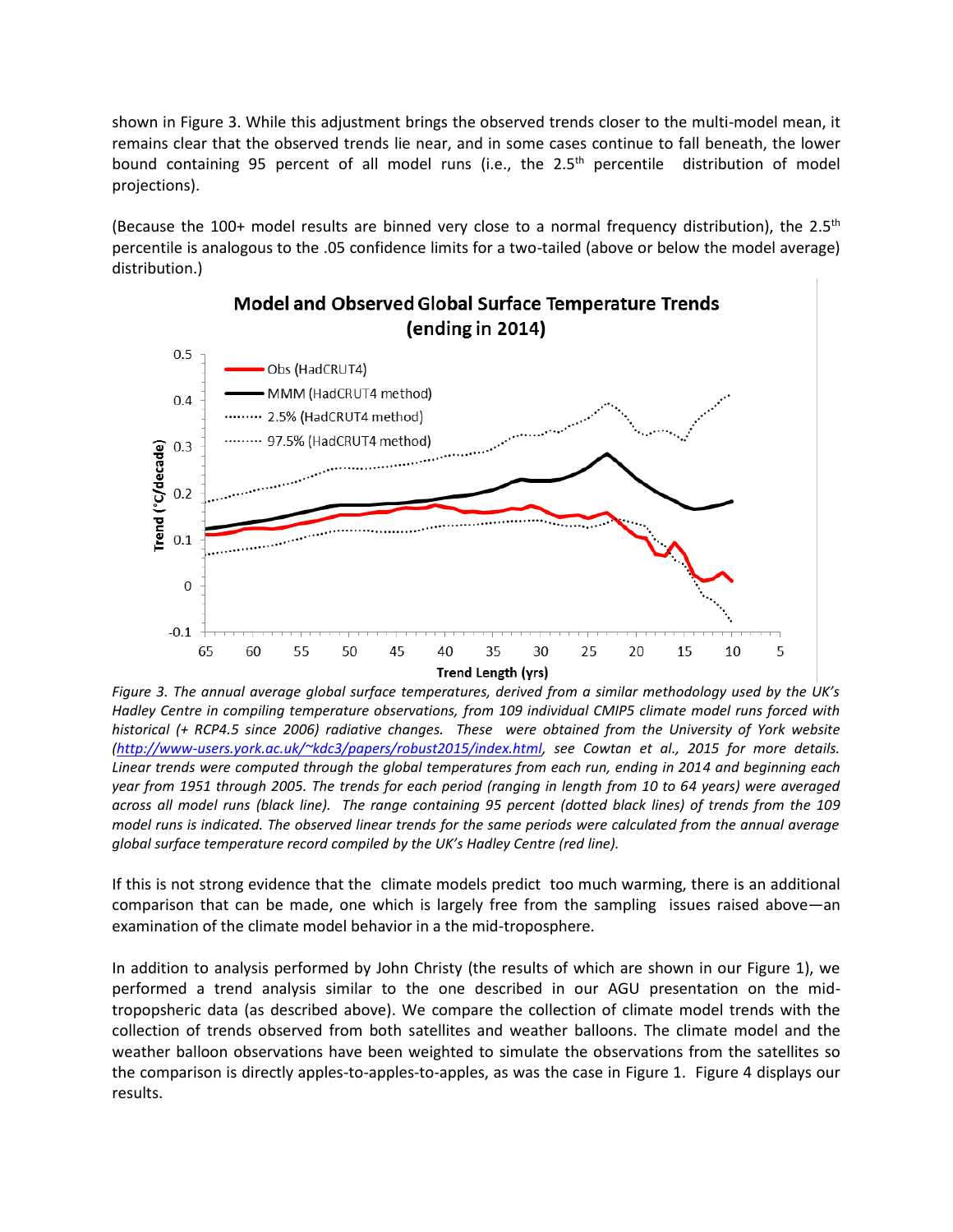shown in Figure 3. While this adjustment brings the observed trends closer to the multi-model mean, it remains clear that the observed trends lie near, and in some cases continue to fall beneath, the lower bound containing 95 percent of all model runs (i.e., the 2.5th percentile distribution of model projections).

(Because the 100+ model results are binned very close to a normal frequency distribution), the 2.5th percentile is analogous to the .05 confidence limits for a two-tailed (above or below the model average) distribution.)

**Model and Observed Global Surface Temperature Trends (ending in 2014)**

*Figure 3. The annual average global surface temperatures, derived from a similar methodology used by the UK's Hadley Centre in compiling temperature observations, from 109 individual CMIP5 climate model runs forced with historical (+ RCP4.5 since 2006) radiative changes. These were obtained from the University of York website (http://www-users.york.ac.uk/~kdc3/papers/robust2015/index.html, see Cowtan et al., 2015 for more details. Linear trends were computed through the global temperatures from each run, ending in 2014 and beginning each year from 1951 through 2005. The trends for each period (ranging in length from 10 to 64 years) were averaged across all model runs (black line). The range containing 95 percent (dotted black lines) of trends from the 109 model runs is indicated. The observed linear trends for the same periods were calculated from the annual average global surface temperature record compiled by the UK's Hadley Centre (red line).*

If this is not strong evidence that the climate models predict too much warming, there is an additional comparison that can be made, one which is largely free from the sampling issues raised above—an examination of the climate model behavior in a the mid-troposphere.

In addition to analysis performed by John Christy (the results of which are shown in our Figure 1), we performed a trend analysis similar to the one described in our AGU presentation on the mid-tropopsheric data (as described above). We compare the collection of climate model trends with the collection of trends observed from both satellites and weather balloons. The climate model and the weather balloon observations have been weighted to simulate the observations from the satellites so the comparison is directly apples-to-apples-to-apples, as was the case in Figure 1. Figure 4 displays our results.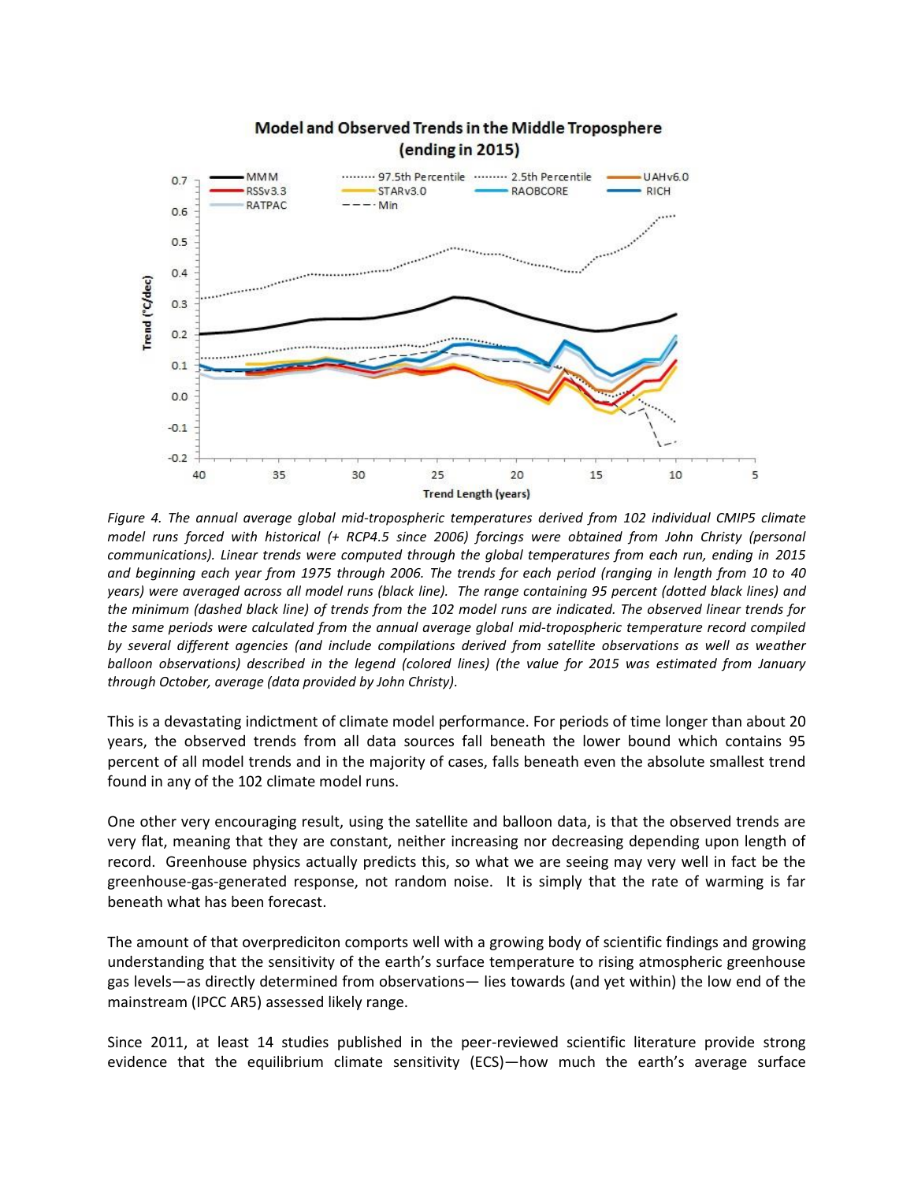*Figure 4. The annual average global mid-tropospheric temperatures derived from 102 individual CMIP5 climate model runs forced with historical (+ RCP4.5 since 2006) forcings were obtained from John Christy (personal communications). Linear trends were computed through the global temperatures from each run, ending in 2015 and beginning each year from 1975 through 2006. The trends for each period (ranging in length from 10 to 40 years) were averaged across all model runs (black line). The range containing 95 percent (dotted black lines) and the minimum (dashed black line) of trends from the 102 model runs are indicated. The observed linear trends for the same periods were calculated from the annual average global mid-tropospheric temperature record compiled by several different agencies (and include compilations derived from satellite observations as well as weather balloon observations) described in the legend (colored lines) (the value for 2015 was estimated from January through October, average (data provided by John Christy).*

This is a devastating indictment of climate model performance. For periods of time longer than about 20 years, the observed trends from all data sources fall beneath the lower bound which contains 95 percent of all model trends and in the majority of cases, falls beneath even the absolute smallest trend found in any of the 102 climate model runs.

One other very encouraging result, using the satellite and balloon data, is that the observed trends are very flat, meaning that they are constant, neither increasing nor decreasing depending upon length of record. Greenhouse physics actually predicts this, so what we are seeing may very well in fact be the greenhouse-gas-generated response, not random noise. It is simply that the rate of warming is far beneath what has been forecast.

The amount of that overprediciton comports well with a growing body of scientific findings and growing understanding that the sensitivity of the earth's surface temperature to rising atmospheric greenhouse gas levels—as directly determined from observations— lies towards (and yet within) the low end of the mainstream (IPCC AR5) assessed likely range.

Since 2011, at least 14 studies published in the peer-reviewed scientific literature provide strong evidence that the equilibrium climate sensitivity (ECS)—how much the earth's average surface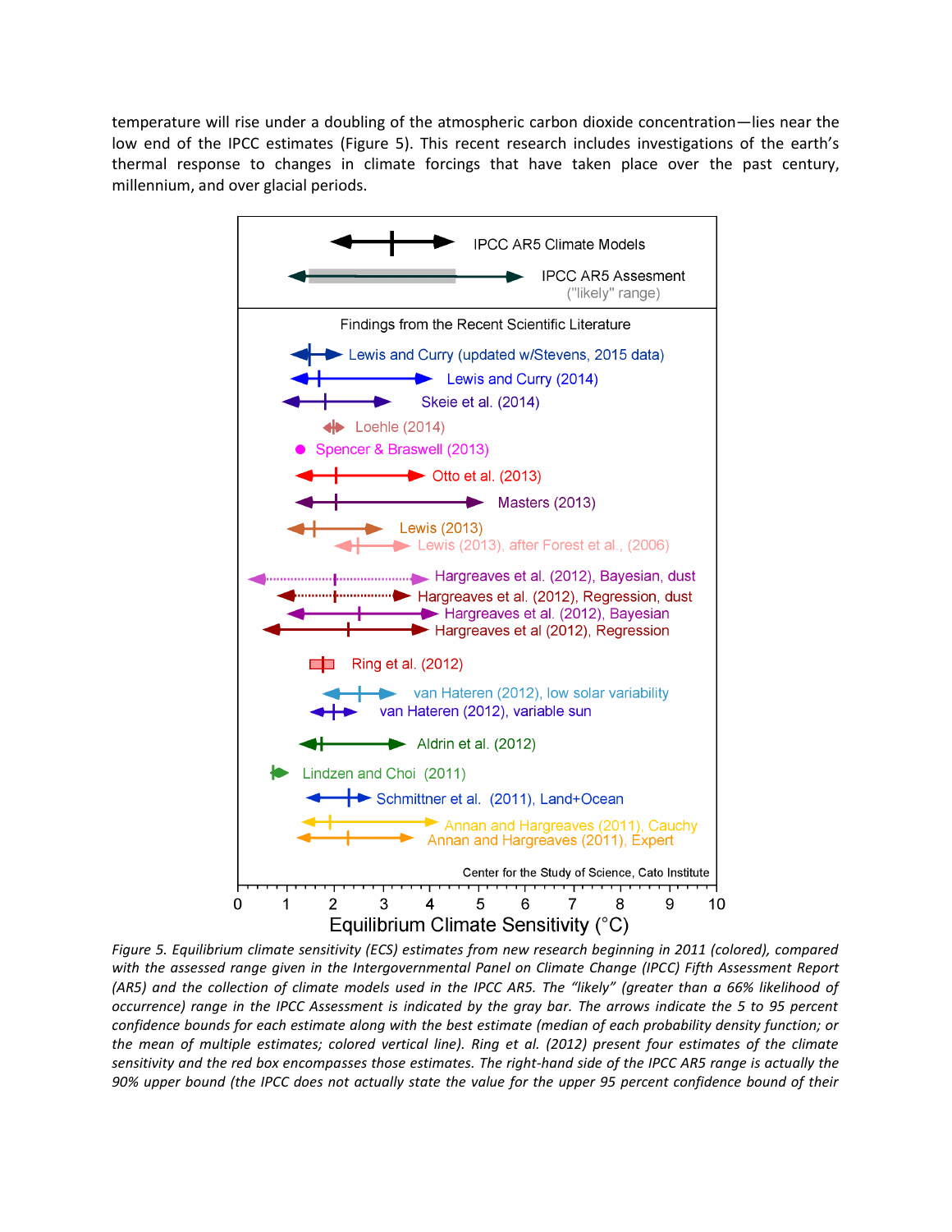temperature will rise under a doubling of the atmospheric carbon dioxide concentration—lies near the low end of the IPCC estimates (Figure 5). This recent research includes investigations of the earth's thermal response to changes in climate forcings that have taken place over the past century, millennium, and over glacial periods.

*Figure 5. Equilibrium climate sensitivity (ECS) estimates from new research beginning in 2011 (colored), compared with the assessed range given in the Intergovernmental Panel on Climate Change (IPCC) Fifth Assessment Report (AR5) and the collection of climate models used in the IPCC AR5. The "likely" (greater than a 66% likelihood of occurrence) range in the IPCC Assessment is indicated by the gray bar. The arrows indicate the 5 to 95 percent confidence bounds for each estimate along with the best estimate (median of each probability density function; or the mean of multiple estimates; colored vertical line). Ring et al. (2012) present four estimates of the climate sensitivity and the red box encompasses those estimates. The right-hand side of the IPCC AR5 range is actually the 90% upper bound (the IPCC does not actually state the value for the upper 95 percent confidence bound of their*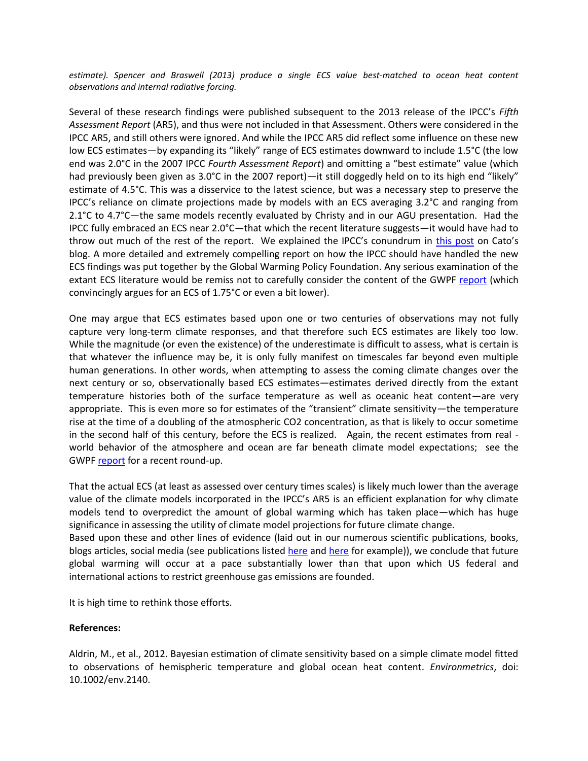*estimate). Spencer and Braswell (2013) produce a single ECS value best-matched to ocean heat content observations and internal radiative forcing.*

Several of these research findings were published subsequent to the 2013 release of the IPCC's *Fifth Assessment Report* (AR5), and thus were not included in that Assessment. Others were considered in the IPCC AR5, and still others were ignored. And while the IPCC AR5 did reflect some influence on these new low ECS estimates—by expanding its "likely" range of ECS estimates downward to include 1.5°C (the low end was 2.0°C in the 2007 IPCC *Fourth Assessment Report*) and omitting a "best estimate" value (which had previously been given as 3.0°C in the 2007 report)—it still doggedly held on to its high end "likely" estimate of 4.5°C. This was a disservice to the latest science, but was a necessary step to preserve the IPCC's reliance on climate projections made by models with an ECS averaging 3.2°C and ranging from 2.1°C to 4.7°C—the same models recently evaluated by Christy and in our AGU presentation. Had the IPCC fully embraced an ECS near 2.0°C—that which the recent literature suggests—it would have had to throw out much of the rest of the report. We explained the IPCC's conundrum in this post on Cato's blog. A more detailed and extremely compelling report on how the IPCC should have handled the new ECS findings was put together by the Global Warming Policy Foundation. Any serious examination of the extant ECS literature would be remiss not to carefully consider the content of the GWPF report (which convincingly argues for an ECS of 1.75°C or even a bit lower).

One may argue that ECS estimates based upon one or two centuries of observations may not fully capture very long-term climate responses, and that therefore such ECS estimates are likely too low. While the magnitude (or even the existence) of the underestimate is difficult to assess, what is certain is that whatever the influence may be, it is only fully manifest on timescales far beyond even multiple human generations. In other words, when attempting to assess the coming climate changes over the next century or so, observationally based ECS estimates—estimates derived directly from the extant temperature histories both of the surface temperature as well as oceanic heat content—are very appropriate. This is even more so for estimates of the "transient" climate sensitivity—the temperature rise at the time of a doubling of the atmospheric $CO_2$ concentration, as that is likely to occur sometime in the second half of this century, before the ECS is realized. Again, the recent estimates from real - world behavior of the atmosphere and ocean are far beneath climate model expectations; see the GWPF report for a recent round-up.

That the actual ECS (at least as assessed over century times scales) is likely much lower than the average value of the climate models incorporated in the IPCC's AR5 is an efficient explanation for why climate models tend to overpredict the amount of global warming which has taken place—which has huge significance in assessing the utility of climate model projections for future climate change.

Based upon these and other lines of evidence (laid out in our numerous scientific publications, books, blogs articles, social media (see publications listed here and here for example)), we conclude that future global warming will occur at a pace substantially lower than that upon which US federal and international actions to restrict greenhouse gas emissions are founded.

It is high time to rethink those efforts.

**References:**

Aldrin, M., et al., 2012. Bayesian estimation of climate sensitivity based on a simple climate model fitted to observations of hemispheric temperature and global ocean heat content. *Environmetrics*, doi: 10.1002/env.2140.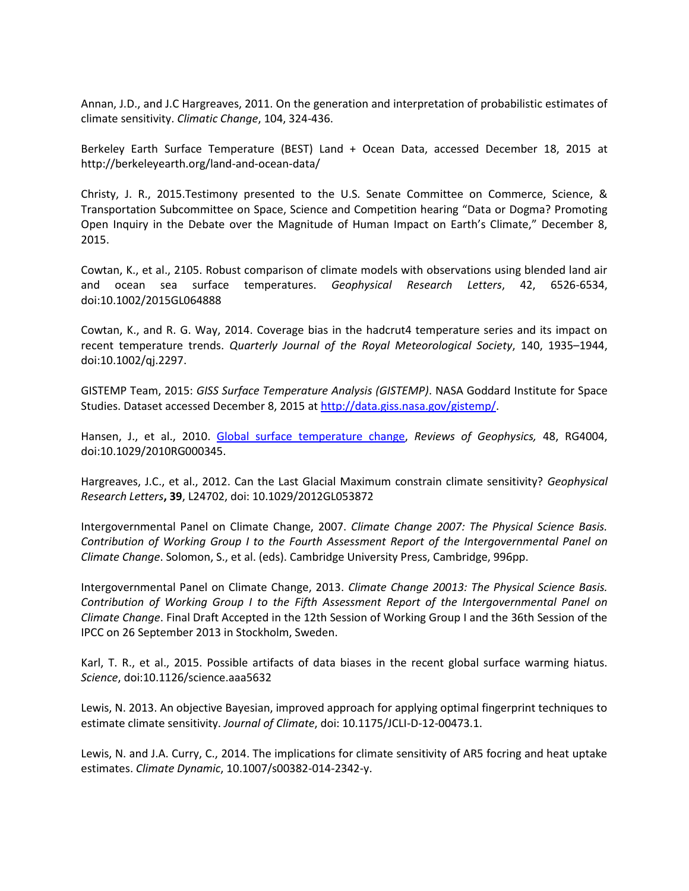Annan, J.D., and J.C Hargreaves, 2011. On the generation and interpretation of probabilistic estimates of climate sensitivity. *Climatic Change*, 104, 324-436.

Berkeley Earth Surface Temperature (BEST) Land + Ocean Data, accessed December 18, 2015 at http://berkeleyearth.org/land-and-ocean-data/

Christy, J. R., 2015.Testimony presented to the U.S. Senate Committee on Commerce, Science, & Transportation Subcommittee on Space, Science and Competition hearing "Data or Dogma? Promoting Open Inquiry in the Debate over the Magnitude of Human Impact on Earth's Climate," December 8, 2015.

Cowtan, K., et al., 2105. Robust comparison of climate models with observations using blended land air and ocean sea surface temperatures. *Geophysical Research Letters*, 42, 6526-6534, doi:10.1002/2015GL064888

Cowtan, K., and R. G. Way, 2014. Coverage bias in the hadcrut4 temperature series and its impact on recent temperature trends. *Quarterly Journal of the Royal Meteorological Society*, 140, 1935–1944, doi:10.1002/qj.2297.

GISTEMP Team, 2015: *GISS Surface Temperature Analysis (GISTEMP)*. NASA Goddard Institute for Space Studies. Dataset accessed December 8, 2015 at http://data.giss.nasa.gov/gistemp/.

Hansen, J., et al., 2010. Global surface temperature change, *Reviews of Geophysics,* 48, RG4004, doi:10.1029/2010RG000345.

Hargreaves, J.C., et al., 2012. Can the Last Glacial Maximum constrain climate sensitivity? *Geophysical Research Letters*, **39**, L24702, doi: 10.1029/2012GL053872

Intergovernmental Panel on Climate Change, 2007. *Climate Change 2007: The Physical Science Basis. Contribution of Working Group I to the Fourth Assessment Report of the Intergovernmental Panel on Climate Change*. Solomon, S., et al. (eds). Cambridge University Press, Cambridge, 996pp.

Intergovernmental Panel on Climate Change, 2013. *Climate Change 20013: The Physical Science Basis. Contribution of Working Group I to the Fifth Assessment Report of the Intergovernmental Panel on Climate Change*. Final Draft Accepted in the 12th Session of Working Group I and the 36th Session of the IPCC on 26 September 2013 in Stockholm, Sweden.

Karl, T. R., et al., 2015. Possible artifacts of data biases in the recent global surface warming hiatus. *Science*, doi:10.1126/science.aaa5632

Lewis, N. 2013. An objective Bayesian, improved approach for applying optimal fingerprint techniques to estimate climate sensitivity. *Journal of Climate*, doi: 10.1175/JCLI-D-12-00473.1.

Lewis, N. and J.A. Curry, C., 2014. The implications for climate sensitivity of AR5 focring and heat uptake estimates. *Climate Dynamic*, 10.1007/s00382-014-2342-y.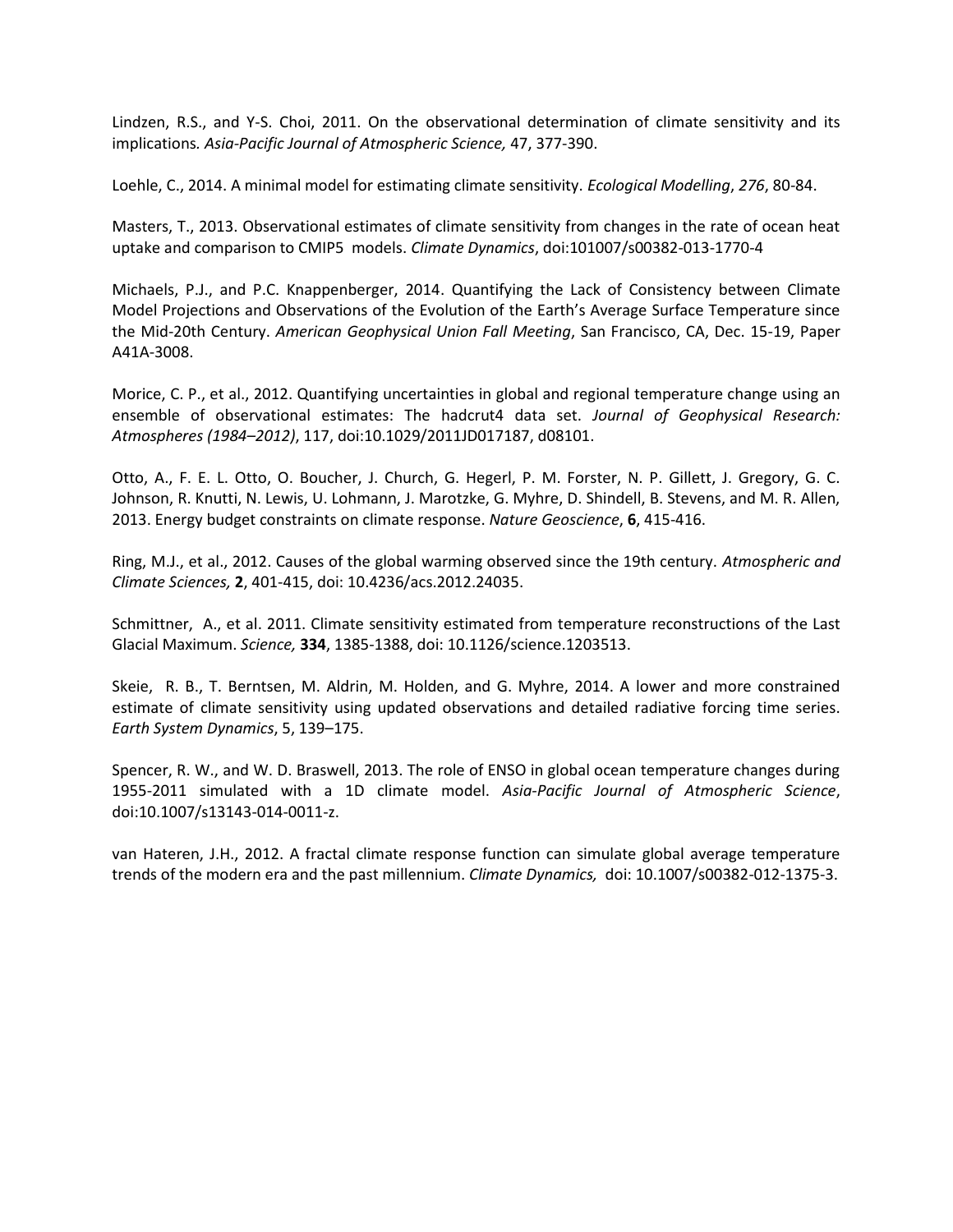Lindzen, R.S., and Y-S. Choi, 2011. On the observational determination of climate sensitivity and its implications. *Asia-Pacific Journal of Atmospheric Science,* 47, 377-390.

Loehle, C., 2014. A minimal model for estimating climate sensitivity. *Ecological Modelling*, *276*, 80-84.

Masters, T., 2013. Observational estimates of climate sensitivity from changes in the rate of ocean heat uptake and comparison to CMIP5 models. *Climate Dynamics*, doi:101007/s00382-013-1770-4

Michaels, P.J., and P.C. Knappenberger, 2014. Quantifying the Lack of Consistency between Climate Model Projections and Observations of the Evolution of the Earth's Average Surface Temperature since the Mid-20th Century. *American Geophysical Union Fall Meeting*, San Francisco, CA, Dec. 15-19, Paper A41A-3008.

Morice, C. P., et al., 2012. Quantifying uncertainties in global and regional temperature change using an ensemble of observational estimates: The hadcrut4 data set. *Journal of Geophysical Research: Atmospheres (1984–2012)*, 117, doi:10.1029/2011JD017187, d08101.

Otto, A., F. E. L. Otto, O. Boucher, J. Church, G. Hegerl, P. M. Forster, N. P. Gillett, J. Gregory, G. C. Johnson, R. Knutti, N. Lewis, U. Lohmann, J. Marotzke, G. Myhre, D. Shindell, B. Stevens, and M. R. Allen, 2013. Energy budget constraints on climate response. *Nature Geoscience*, **6**, 415-416.

Ring, M.J., et al., 2012. Causes of the global warming observed since the 19th century. *Atmospheric and Climate Sciences,* **2**, 401-415, doi: 10.4236/acs.2012.24035.

Schmittner, A., et al. 2011. Climate sensitivity estimated from temperature reconstructions of the Last Glacial Maximum. *Science,* **334**, 1385-1388, doi: 10.1126/science.1203513.

Skeie, R. B., T. Berntsen, M. Aldrin, M. Holden, and G. Myhre, 2014. A lower and more constrained estimate of climate sensitivity using updated observations and detailed radiative forcing time series. *Earth System Dynamics*, 5, 139–175.

Spencer, R. W., and W. D. Braswell, 2013. The role of ENSO in global ocean temperature changes during 1955-2011 simulated with a 1D climate model. *Asia-Pacific Journal of Atmospheric Science*, doi:10.1007/s13143-014-0011-z.

van Hateren, J.H., 2012. A fractal climate response function can simulate global average temperature trends of the modern era and the past millennium. *Climate Dynamics,* doi: 10.1007/s00382-012-1375-3.